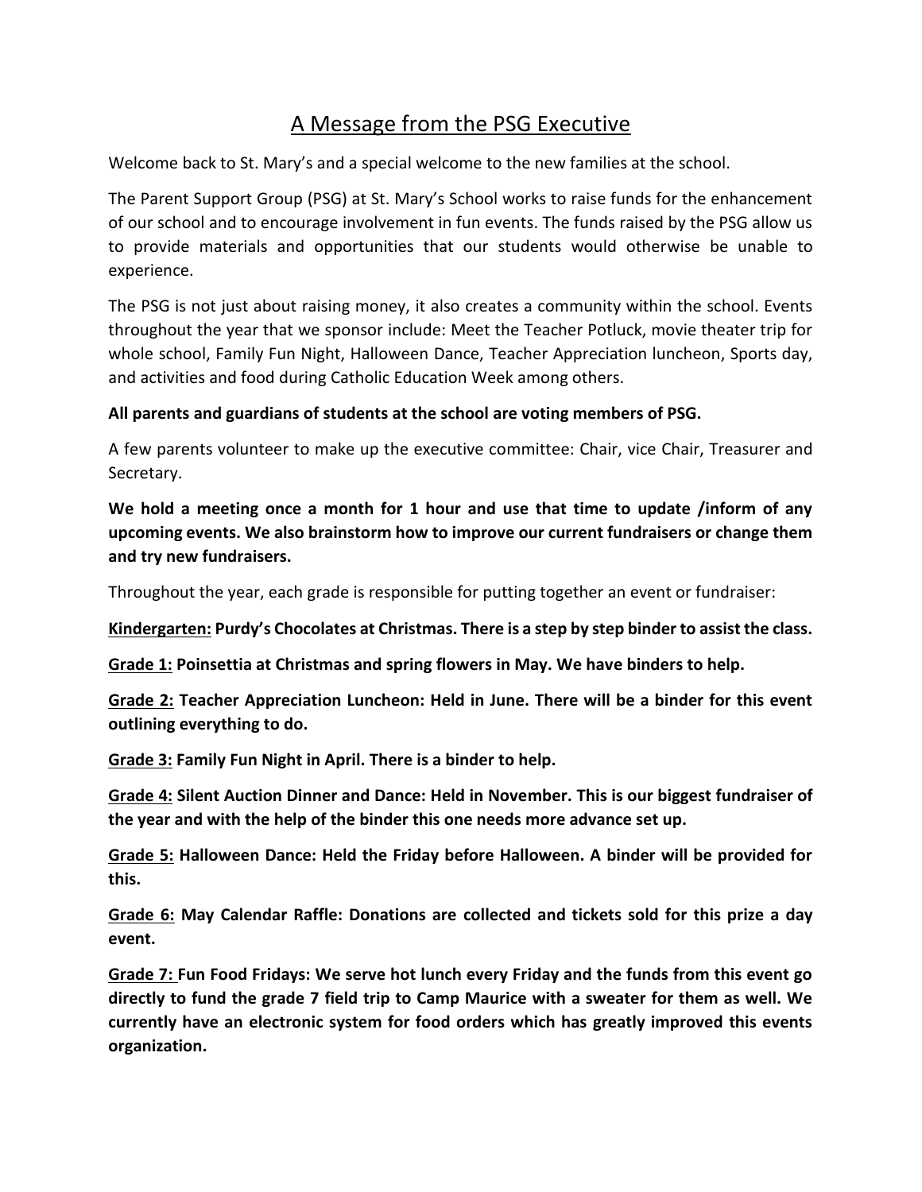# A Message from the PSG Executive

Welcome back to St. Mary's and a special welcome to the new families at the school.

The Parent Support Group (PSG) at St. Mary's School works to raise funds for the enhancement of our school and to encourage involvement in fun events. The funds raised by the PSG allow us to provide materials and opportunities that our students would otherwise be unable to experience.

The PSG is not just about raising money, it also creates a community within the school. Events throughout the year that we sponsor include: Meet the Teacher Potluck, movie theater trip for whole school, Family Fun Night, Halloween Dance, Teacher Appreciation luncheon, Sports day, and activities and food during Catholic Education Week among others.

**All parents and guardians of students at the school are voting members of PSG.**

A few parents volunteer to make up the executive committee: Chair, vice Chair, Treasurer and Secretary.

**We hold a meeting once a month for 1 hour and use that time to update /inform of any upcoming events. We also brainstorm how to improve our current fundraisers or change them and try new fundraisers.**

Throughout the year, each grade is responsible for putting together an event or fundraiser:

**Kindergarten: Purdy's Chocolates at Christmas. There is a step by step binder to assist the class.**

**Grade 1: Poinsettia at Christmas and spring flowers in May. We have binders to help.**

**Grade 2: Teacher Appreciation Luncheon: Held in June. There will be a binder for this event outlining everything to do.**

**Grade 3: Family Fun Night in April. There is a binder to help.**

**Grade 4: Silent Auction Dinner and Dance: Held in November. This is our biggest fundraiser of the year and with the help of the binder this one needs more advance set up.**

**Grade 5: Halloween Dance: Held the Friday before Halloween. A binder will be provided for this.**

**Grade 6: May Calendar Raffle: Donations are collected and tickets sold for this prize a day event.**

**Grade 7: Fun Food Fridays: We serve hot lunch every Friday and the funds from this event go directly to fund the grade 7 field trip to Camp Maurice with a sweater for them as well. We currently have an electronic system for food orders which has greatly improved this events organization.**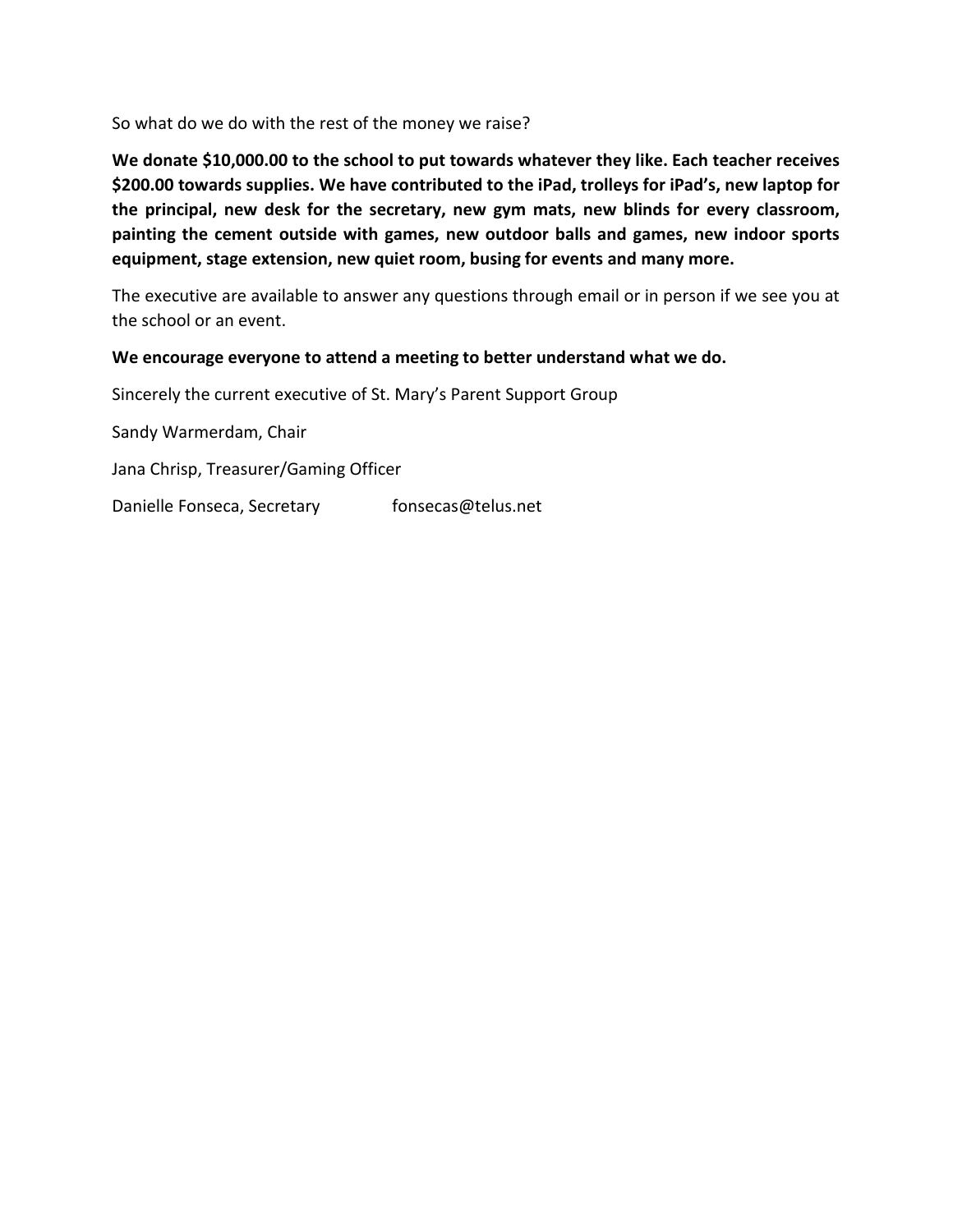So what do we do with the rest of the money we raise?

**We donate $10,000.00 to the school to put towards whatever they like. Each teacher receives $200.00 towards supplies. We have contributed to the iPad, trolleys for iPad's, new laptop for the principal, new desk for the secretary, new gym mats, new blinds for every classroom, painting the cement outside with games, new outdoor balls and games, new indoor sports equipment, stage extension, new quiet room, busing for events and many more.**

The executive are available to answer any questions through email or in person if we see you at the school or an event.

**We encourage everyone to attend a meeting to better understand what we do.**

Sincerely the current executive of St. Mary's Parent Support Group

Sandy Warmerdam, Chair

Jana Chrisp, Treasurer/Gaming Officer

Danielle Fonseca, Secretary fonsecas@telus.net